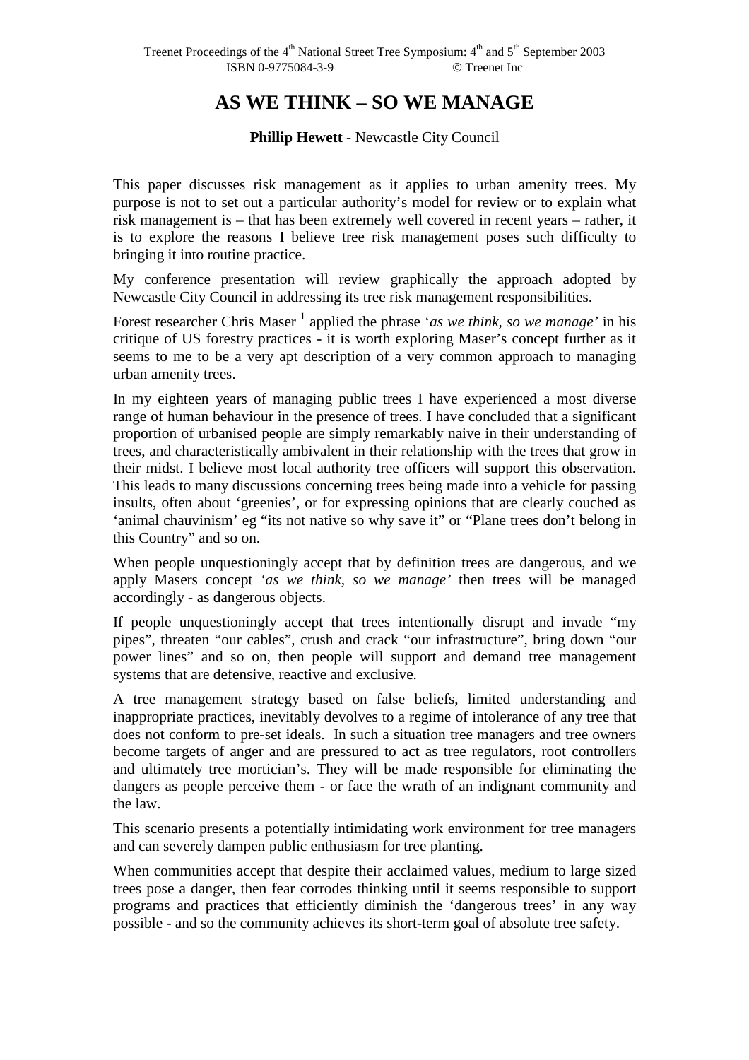# AS WE THINK – SO WE MANAGE

**Phillip Hewett** - Newcastle City Council

This paper discusses risk management as it applies to urban amenity trees. My purpose is not to set out a particular authority's model for review or to explain what risk management is – that has been extremely well covered in recent years – rather, it is to explore the reasons I believe tree risk management poses such difficulty to bringing it into routine practice.

My conference presentation will review graphically the approach adopted by Newcastle City Council in addressing its tree risk management responsibilities.

Forest researcher Chris Maser [1] applied the phrase '*as we think, so we manage'* in his critique of US forestry practices - it is worth exploring Maser's concept further as it seems to me to be a very apt description of a very common approach to managing urban amenity trees.

In my eighteen years of managing public trees I have experienced a most diverse range of human behaviour in the presence of trees. I have concluded that a significant proportion of urbanised people are simply remarkably naive in their understanding of trees, and characteristically ambivalent in their relationship with the trees that grow in their midst. I believe most local authority tree officers will support this observation. This leads to many discussions concerning trees being made into a vehicle for passing insults, often about 'greenies', or for expressing opinions that are clearly couched as 'animal chauvinism' eg "its not native so why save it" or "Plane trees don't belong in this Country" and so on.

When people unquestioningly accept that by definition trees are dangerous, and we apply Masers concept '*as we think, so we manage'* then trees will be managed accordingly - as dangerous objects.

If people unquestioningly accept that trees intentionally disrupt and invade "my pipes", threaten "our cables", crush and crack "our infrastructure", bring down "our power lines" and so on, then people will support and demand tree management systems that are defensive, reactive and exclusive.

A tree management strategy based on false beliefs, limited understanding and inappropriate practices, inevitably devolves to a regime of intolerance of any tree that does not conform to pre-set ideals. In such a situation tree managers and tree owners become targets of anger and are pressured to act as tree regulators, root controllers and ultimately tree mortician's. They will be made responsible for eliminating the dangers as people perceive them - or face the wrath of an indignant community and the law.

This scenario presents a potentially intimidating work environment for tree managers and can severely dampen public enthusiasm for tree planting.

When communities accept that despite their acclaimed values, medium to large sized trees pose a danger, then fear corrodes thinking until it seems responsible to support programs and practices that efficiently diminish the 'dangerous trees' in any way possible - and so the community achieves its short-term goal of absolute tree safety.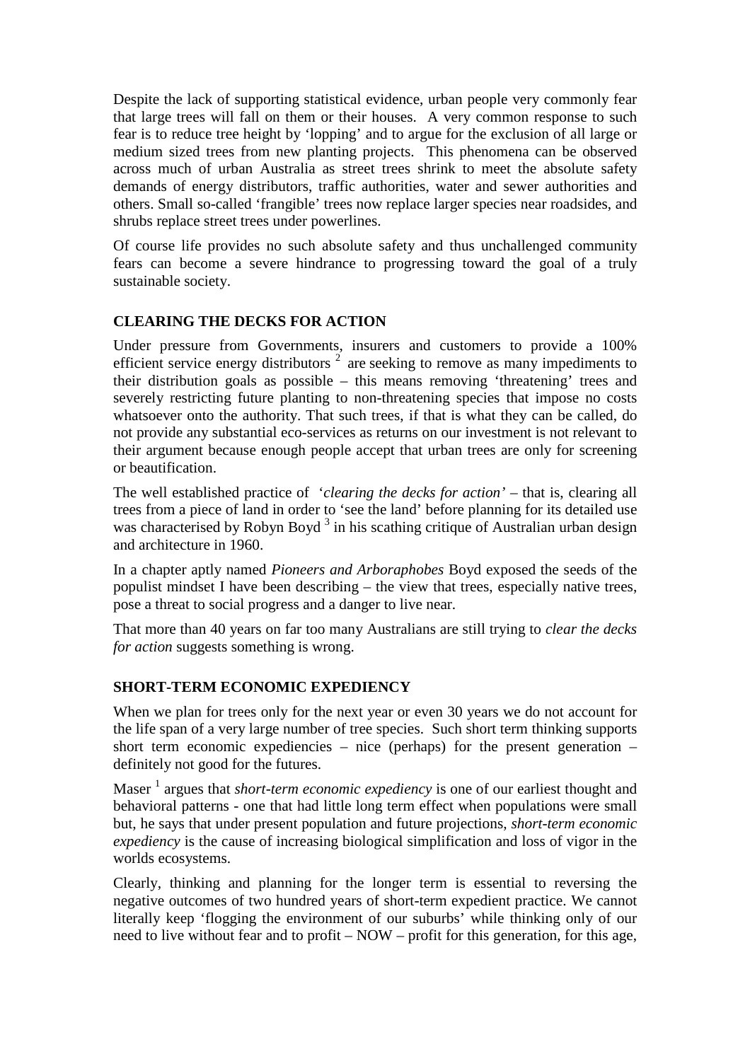Despite the lack of supporting statistical evidence, urban people very commonly fear that large trees will fall on them or their houses. A very common response to such fear is to reduce tree height by 'lopping' and to argue for the exclusion of all large or medium sized trees from new planting projects. This phenomena can be observed across much of urban Australia as street trees shrink to meet the absolute safety demands of energy distributors, traffic authorities, water and sewer authorities and others. Small so-called 'frangible' trees now replace larger species near roadsides, and shrubs replace street trees under powerlines.

Of course life provides no such absolute safety and thus unchallenged community fears can become a severe hindrance to progressing toward the goal of a truly sustainable society.

## CLEARING THE DECKS FOR ACTION

Under pressure from Governments, insurers and customers to provide a 100% efficient service energy distributors [2] are seeking to remove as many impediments to their distribution goals as possible – this means removing 'threatening' trees and severely restricting future planting to non-threatening species that impose no costs whatsoever onto the authority. That such trees, if that is what they can be called, do not provide any substantial eco-services as returns on our investment is not relevant to their argument because enough people accept that urban trees are only for screening or beautification.

The well established practice of '*clearing the decks for action'* – that is, clearing all trees from a piece of land in order to 'see the land' before planning for its detailed use was characterised by Robyn Boyd [3] in his scathing critique of Australian urban design and architecture in 1960.

In a chapter aptly named *Pioneers and Arboraphobes* Boyd exposed the seeds of the populist mindset I have been describing – the view that trees, especially native trees, pose a threat to social progress and a danger to live near.

That more than 40 years on far too many Australians are still trying to *clear the decks for action* suggests something is wrong.

## SHORT-TERM ECONOMIC EXPEDIENCY

When we plan for trees only for the next year or even 30 years we do not account for the life span of a very large number of tree species. Such short term thinking supports short term economic expediencies – nice (perhaps) for the present generation – definitely not good for the futures.

Maser [1] argues that *short-term economic expediency* is one of our earliest thought and behavioral patterns - one that had little long term effect when populations were small but, he says that under present population and future projections, *short-term economic expediency* is the cause of increasing biological simplification and loss of vigor in the worlds ecosystems.

Clearly, thinking and planning for the longer term is essential to reversing the negative outcomes of two hundred years of short-term expedient practice. We cannot literally keep 'flogging the environment of our suburbs' while thinking only of our need to live without fear and to profit – NOW – profit for this generation, for this age,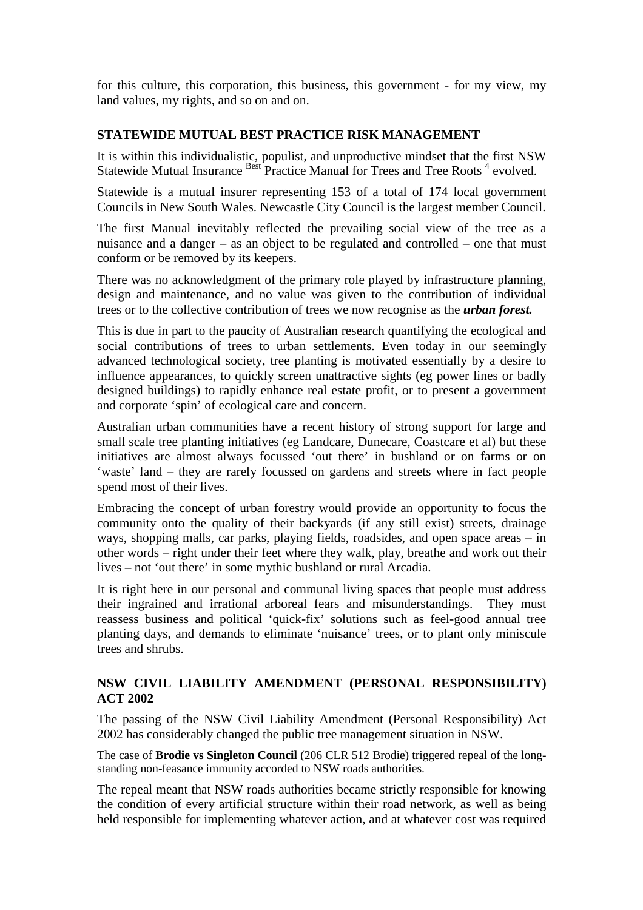for this culture, this corporation, this business, this government - for my view, my land values, my rights, and so on and on.

## STATEWIDE MUTUAL BEST PRACTICE RISK MANAGEMENT

It is within this individualistic, populist, and unproductive mindset that the first NSW Statewide Mutual Insurance Best Practice Manual for Trees and Tree Roots [4] evolved.

Statewide is a mutual insurer representing 153 of a total of 174 local government Councils in New South Wales. Newcastle City Council is the largest member Council.

The first Manual inevitably reflected the prevailing social view of the tree as a nuisance and a danger – as an object to be regulated and controlled – one that must conform or be removed by its keepers.

There was no acknowledgment of the primary role played by infrastructure planning, design and maintenance, and no value was given to the contribution of individual trees or to the collective contribution of trees we now recognise as the ***urban forest.***

This is due in part to the paucity of Australian research quantifying the ecological and social contributions of trees to urban settlements. Even today in our seemingly advanced technological society, tree planting is motivated essentially by a desire to influence appearances, to quickly screen unattractive sights (eg power lines or badly designed buildings) to rapidly enhance real estate profit, or to present a government and corporate 'spin' of ecological care and concern.

Australian urban communities have a recent history of strong support for large and small scale tree planting initiatives (eg Landcare, Dunecare, Coastcare et al) but these initiatives are almost always focussed 'out there' in bushland or on farms or on 'waste' land – they are rarely focussed on gardens and streets where in fact people spend most of their lives.

Embracing the concept of urban forestry would provide an opportunity to focus the community onto the quality of their backyards (if any still exist) streets, drainage ways, shopping malls, car parks, playing fields, roadsides, and open space areas – in other words – right under their feet where they walk, play, breathe and work out their lives – not 'out there' in some mythic bushland or rural Arcadia.

It is right here in our personal and communal living spaces that people must address their ingrained and irrational arboreal fears and misunderstandings. They must reassess business and political 'quick-fix' solutions such as feel-good annual tree planting days, and demands to eliminate 'nuisance' trees, or to plant only miniscule trees and shrubs.

## NSW CIVIL LIABILITY AMENDMENT (PERSONAL RESPONSIBILITY) ACT 2002

The passing of the NSW Civil Liability Amendment (Personal Responsibility) Act 2002 has considerably changed the public tree management situation in NSW.

The case of **Brodie vs Singleton Council** (206 CLR 512 Brodie) triggered repeal of the long-standing non-feasance immunity accorded to NSW roads authorities.

The repeal meant that NSW roads authorities became strictly responsible for knowing the condition of every artificial structure within their road network, as well as being held responsible for implementing whatever action, and at whatever cost was required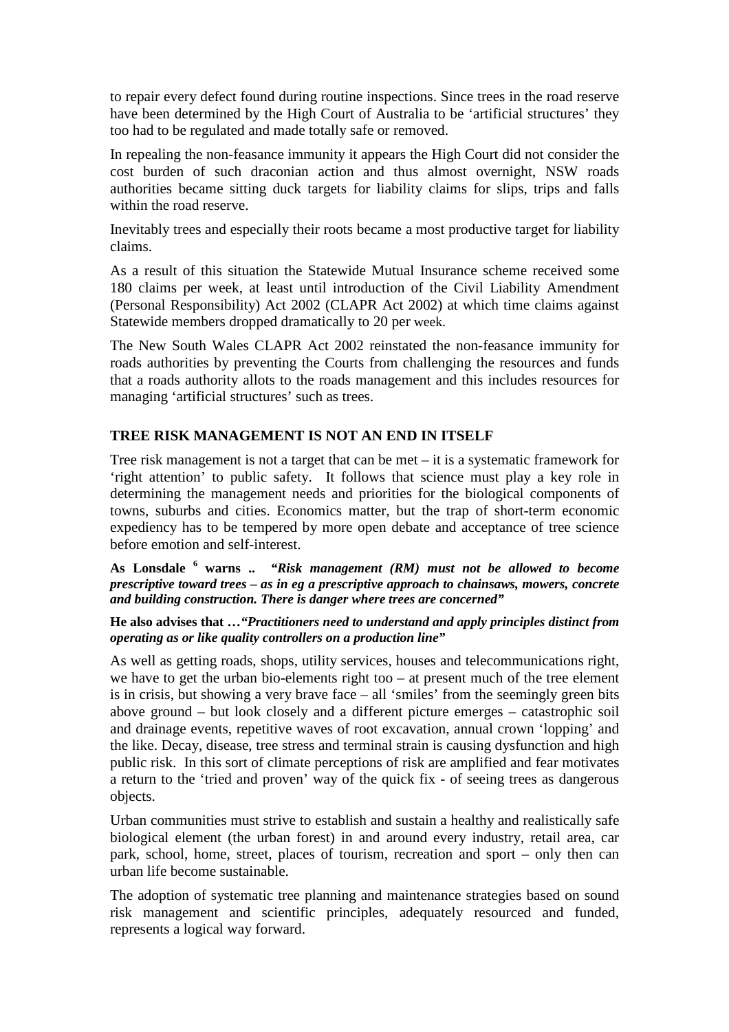to repair every defect found during routine inspections. Since trees in the road reserve have been determined by the High Court of Australia to be 'artificial structures' they too had to be regulated and made totally safe or removed.

In repealing the non-feasance immunity it appears the High Court did not consider the cost burden of such draconian action and thus almost overnight, NSW roads authorities became sitting duck targets for liability claims for slips, trips and falls within the road reserve.

Inevitably trees and especially their roots became a most productive target for liability claims.

As a result of this situation the Statewide Mutual Insurance scheme received some 180 claims per week, at least until introduction of the Civil Liability Amendment (Personal Responsibility) Act 2002 (CLAPR Act 2002) at which time claims against Statewide members dropped dramatically to 20 per week.

The New South Wales CLAPR Act 2002 reinstated the non-feasance immunity for roads authorities by preventing the Courts from challenging the resources and funds that a roads authority allots to the roads management and this includes resources for managing 'artificial structures' such as trees.

## TREE RISK MANAGEMENT IS NOT AN END IN ITSELF

Tree risk management is not a target that can be met – it is a systematic framework for 'right attention' to public safety. It follows that science must play a key role in determining the management needs and priorities for the biological components of towns, suburbs and cities. Economics matter, but the trap of short-term economic expediency has to be tempered by more open debate and acceptance of tree science before emotion and self-interest.

**As Lonsdale [6] warns .. *"Risk management (RM) must not be allowed to become prescriptive toward trees – as in eg a prescriptive approach to chainsaws, mowers, concrete and building construction. There is danger where trees are concerned"***

**He also advises that …*"Practitioners need to understand and apply principles distinct from operating as or like quality controllers on a production line"***

As well as getting roads, shops, utility services, houses and telecommunications right, we have to get the urban bio-elements right too – at present much of the tree element is in crisis, but showing a very brave face – all 'smiles' from the seemingly green bits above ground – but look closely and a different picture emerges – catastrophic soil and drainage events, repetitive waves of root excavation, annual crown 'lopping' and the like. Decay, disease, tree stress and terminal strain is causing dysfunction and high public risk. In this sort of climate perceptions of risk are amplified and fear motivates a return to the 'tried and proven' way of the quick fix - of seeing trees as dangerous objects.

Urban communities must strive to establish and sustain a healthy and realistically safe biological element (the urban forest) in and around every industry, retail area, car park, school, home, street, places of tourism, recreation and sport – only then can urban life become sustainable.

The adoption of systematic tree planning and maintenance strategies based on sound risk management and scientific principles, adequately resourced and funded, represents a logical way forward.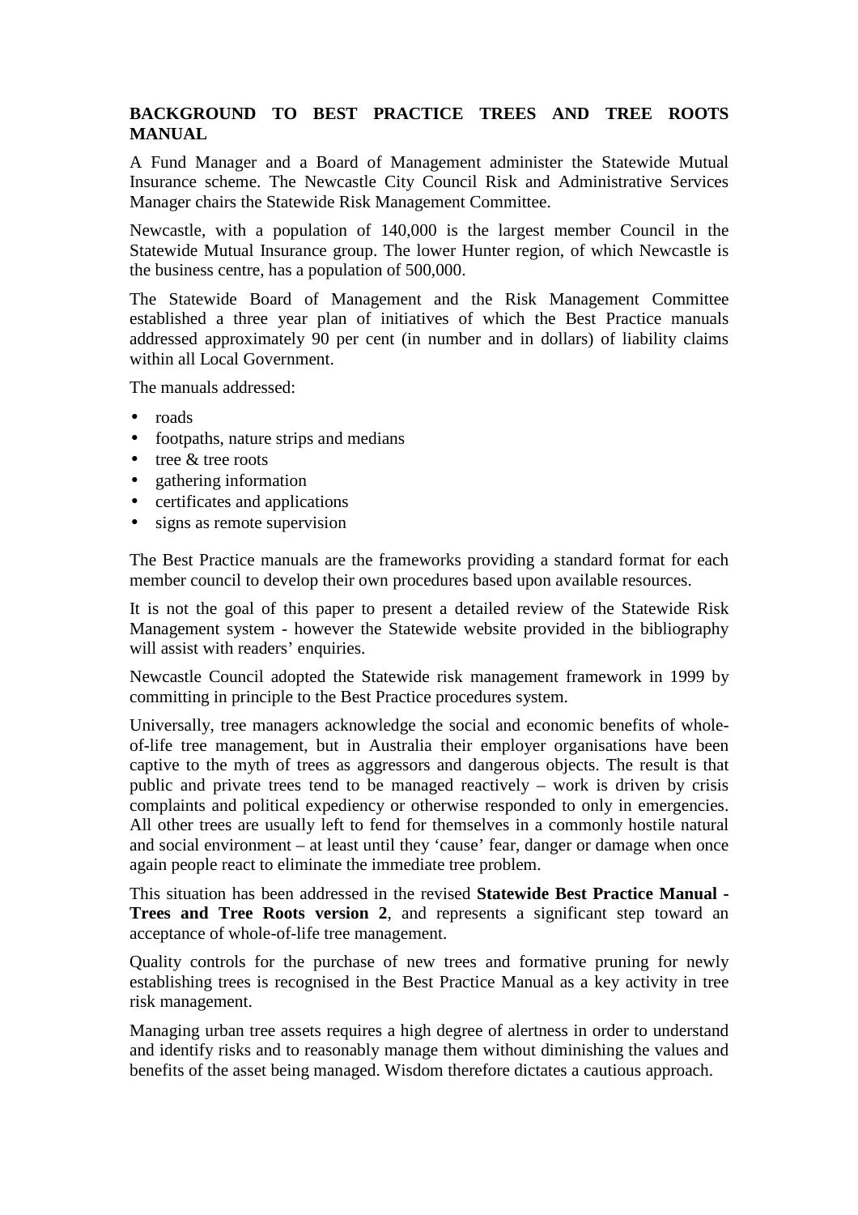## BACKGROUND TO BEST PRACTICE TREES AND TREE ROOTS MANUAL

A Fund Manager and a Board of Management administer the Statewide Mutual Insurance scheme. The Newcastle City Council Risk and Administrative Services Manager chairs the Statewide Risk Management Committee.

Newcastle, with a population of 140,000 is the largest member Council in the Statewide Mutual Insurance group. The lower Hunter region, of which Newcastle is the business centre, has a population of 500,000.

The Statewide Board of Management and the Risk Management Committee established a three year plan of initiatives of which the Best Practice manuals addressed approximately 90 per cent (in number and in dollars) of liability claims within all Local Government.

The manuals addressed:

- roads
- footpaths, nature strips and medians
- tree & tree roots
- gathering information
- certificates and applications
- signs as remote supervision

The Best Practice manuals are the frameworks providing a standard format for each member council to develop their own procedures based upon available resources.

It is not the goal of this paper to present a detailed review of the Statewide Risk Management system - however the Statewide website provided in the bibliography will assist with readers' enquiries.

Newcastle Council adopted the Statewide risk management framework in 1999 by committing in principle to the Best Practice procedures system.

Universally, tree managers acknowledge the social and economic benefits of whole-of-life tree management, but in Australia their employer organisations have been captive to the myth of trees as aggressors and dangerous objects. The result is that public and private trees tend to be managed reactively – work is driven by crisis complaints and political expediency or otherwise responded to only in emergencies. All other trees are usually left to fend for themselves in a commonly hostile natural and social environment – at least until they 'cause' fear, danger or damage when once again people react to eliminate the immediate tree problem.

This situation has been addressed in the revised **Statewide Best Practice Manual - Trees and Tree Roots version 2**, and represents a significant step toward an acceptance of whole-of-life tree management.

Quality controls for the purchase of new trees and formative pruning for newly establishing trees is recognised in the Best Practice Manual as a key activity in tree risk management.

Managing urban tree assets requires a high degree of alertness in order to understand and identify risks and to reasonably manage them without diminishing the values and benefits of the asset being managed. Wisdom therefore dictates a cautious approach.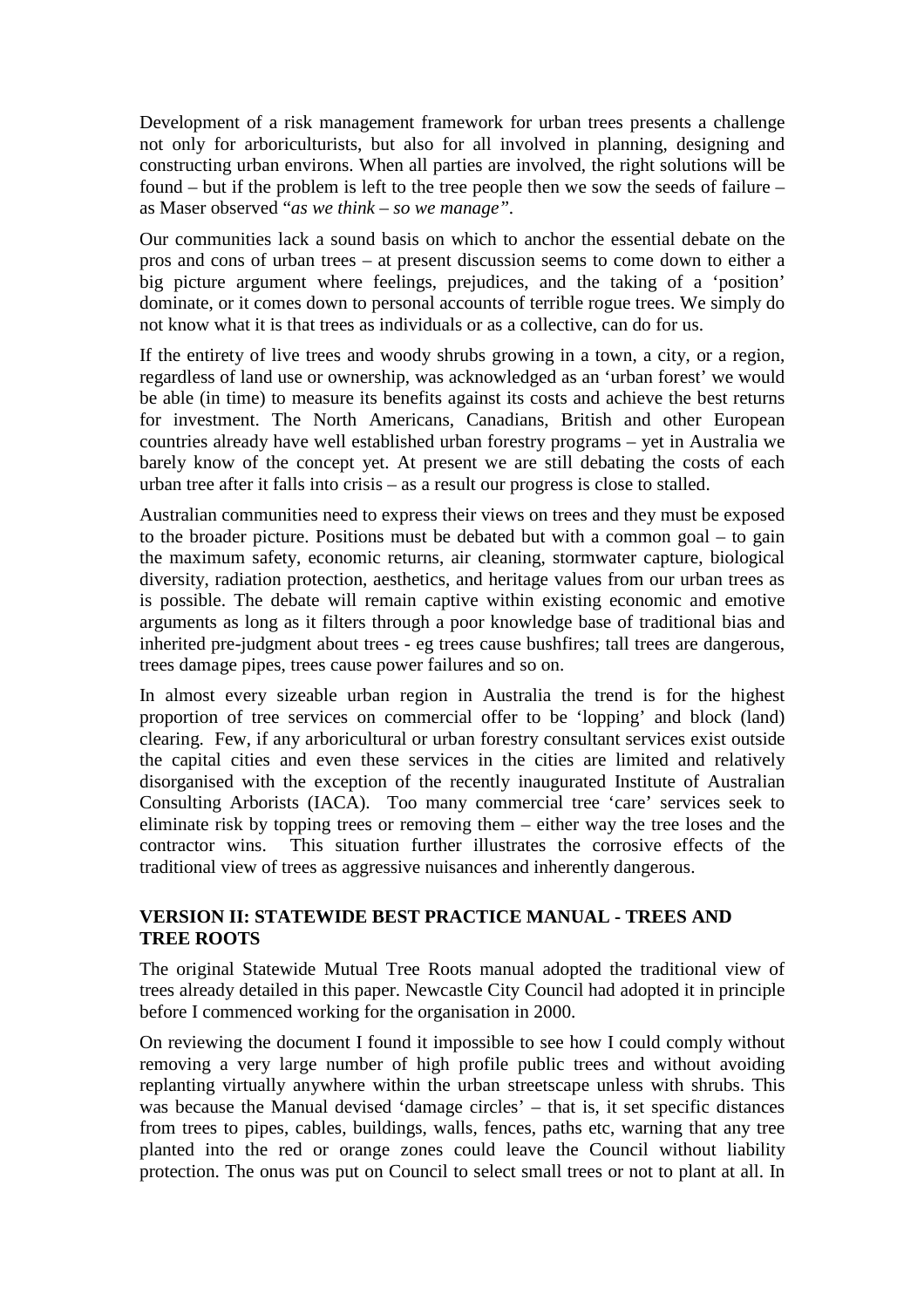Development of a risk management framework for urban trees presents a challenge not only for arboriculturists, but also for all involved in planning, designing and constructing urban environs. When all parties are involved, the right solutions will be found – but if the problem is left to the tree people then we sow the seeds of failure – as Maser observed "*as we think – so we manage*".

Our communities lack a sound basis on which to anchor the essential debate on the pros and cons of urban trees – at present discussion seems to come down to either a big picture argument where feelings, prejudices, and the taking of a 'position' dominate, or it comes down to personal accounts of terrible rogue trees. We simply do not know what it is that trees as individuals or as a collective, can do for us.

If the entirety of live trees and woody shrubs growing in a town, a city, or a region, regardless of land use or ownership, was acknowledged as an 'urban forest' we would be able (in time) to measure its benefits against its costs and achieve the best returns for investment. The North Americans, Canadians, British and other European countries already have well established urban forestry programs – yet in Australia we barely know of the concept yet. At present we are still debating the costs of each urban tree after it falls into crisis – as a result our progress is close to stalled.

Australian communities need to express their views on trees and they must be exposed to the broader picture. Positions must be debated but with a common goal – to gain the maximum safety, economic returns, air cleaning, stormwater capture, biological diversity, radiation protection, aesthetics, and heritage values from our urban trees as is possible. The debate will remain captive within existing economic and emotive arguments as long as it filters through a poor knowledge base of traditional bias and inherited pre-judgment about trees - eg trees cause bushfires; tall trees are dangerous, trees damage pipes, trees cause power failures and so on.

In almost every sizeable urban region in Australia the trend is for the highest proportion of tree services on commercial offer to be 'lopping' and block (land) clearing. Few, if any arboricultural or urban forestry consultant services exist outside the capital cities and even these services in the cities are limited and relatively disorganised with the exception of the recently inaugurated Institute of Australian Consulting Arborists (IACA). Too many commercial tree 'care' services seek to eliminate risk by topping trees or removing them – either way the tree loses and the contractor wins. This situation further illustrates the corrosive effects of the traditional view of trees as aggressive nuisances and inherently dangerous.

## VERSION II: STATEWIDE BEST PRACTICE MANUAL - TREES AND TREE ROOTS

The original Statewide Mutual Tree Roots manual adopted the traditional view of trees already detailed in this paper. Newcastle City Council had adopted it in principle before I commenced working for the organisation in 2000.

On reviewing the document I found it impossible to see how I could comply without removing a very large number of high profile public trees and without avoiding replanting virtually anywhere within the urban streetscape unless with shrubs. This was because the Manual devised 'damage circles' – that is, it set specific distances from trees to pipes, cables, buildings, walls, fences, paths etc, warning that any tree planted into the red or orange zones could leave the Council without liability protection. The onus was put on Council to select small trees or not to plant at all. In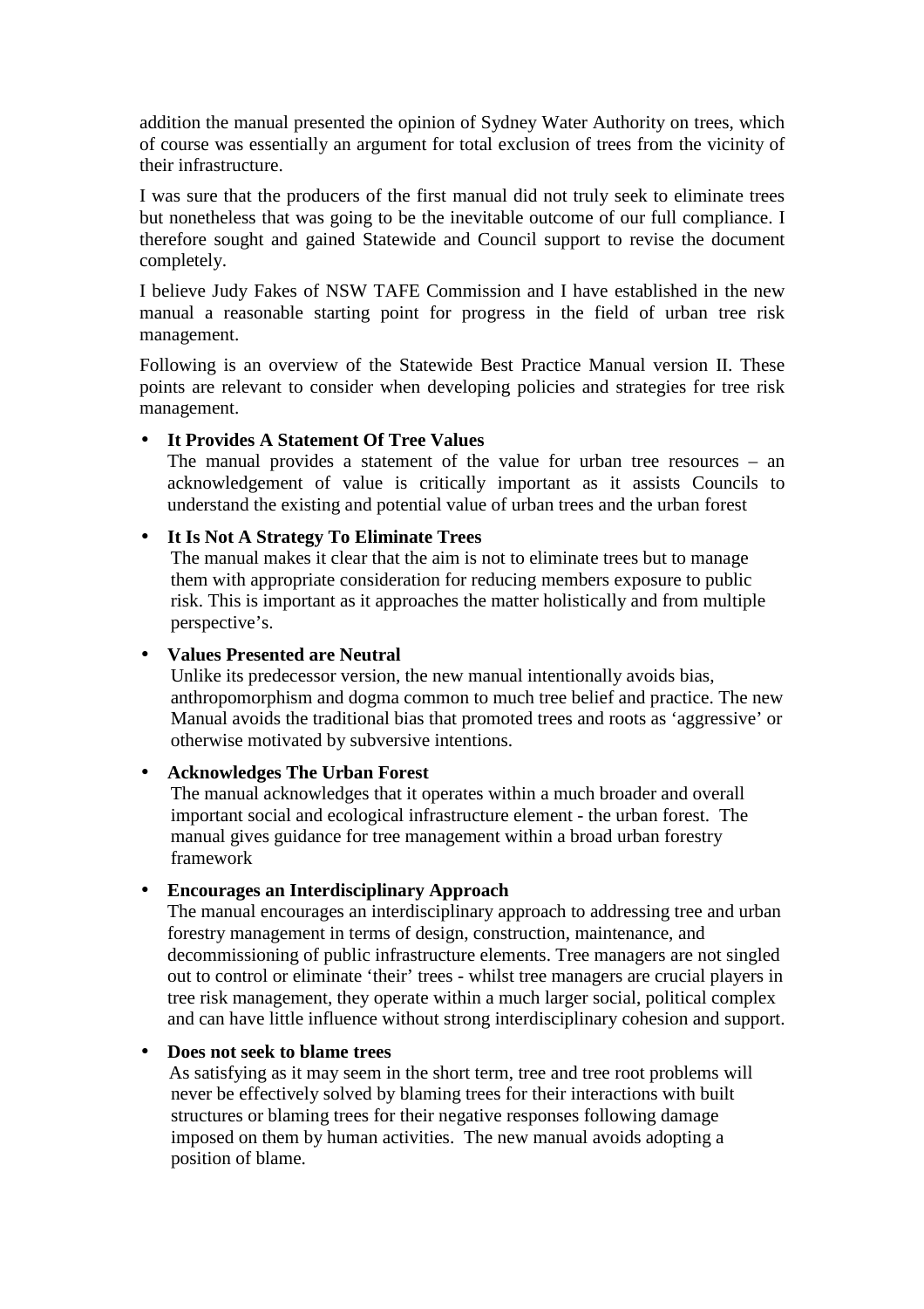addition the manual presented the opinion of Sydney Water Authority on trees, which of course was essentially an argument for total exclusion of trees from the vicinity of their infrastructure.

I was sure that the producers of the first manual did not truly seek to eliminate trees but nonetheless that was going to be the inevitable outcome of our full compliance. I therefore sought and gained Statewide and Council support to revise the document completely.

I believe Judy Fakes of NSW TAFE Commission and I have established in the new manual a reasonable starting point for progress in the field of urban tree risk management.

Following is an overview of the Statewide Best Practice Manual version II. These points are relevant to consider when developing policies and strategies for tree risk management.

- **It Provides A Statement Of Tree Values**
  The manual provides a statement of the value for urban tree resources – an acknowledgement of value is critically important as it assists Councils to understand the existing and potential value of urban trees and the urban forest
- **It Is Not A Strategy To Eliminate Trees**
  The manual makes it clear that the aim is not to eliminate trees but to manage them with appropriate consideration for reducing members exposure to public risk. This is important as it approaches the matter holistically and from multiple perspective's.
- **Values Presented are Neutral**
  Unlike its predecessor version, the new manual intentionally avoids bias, anthropomorphism and dogma common to much tree belief and practice. The new Manual avoids the traditional bias that promoted trees and roots as 'aggressive' or otherwise motivated by subversive intentions.
- **Acknowledges The Urban Forest**
  The manual acknowledges that it operates within a much broader and overall important social and ecological infrastructure element - the urban forest. The manual gives guidance for tree management within a broad urban forestry framework
- **Encourages an Interdisciplinary Approach**
  The manual encourages an interdisciplinary approach to addressing tree and urban forestry management in terms of design, construction, maintenance, and decommissioning of public infrastructure elements. Tree managers are not singled out to control or eliminate 'their' trees - whilst tree managers are crucial players in tree risk management, they operate within a much larger social, political complex and can have little influence without strong interdisciplinary cohesion and support.
- **Does not seek to blame trees**
  As satisfying as it may seem in the short term, tree and tree root problems will never be effectively solved by blaming trees for their interactions with built structures or blaming trees for their negative responses following damage imposed on them by human activities. The new manual avoids adopting a position of blame.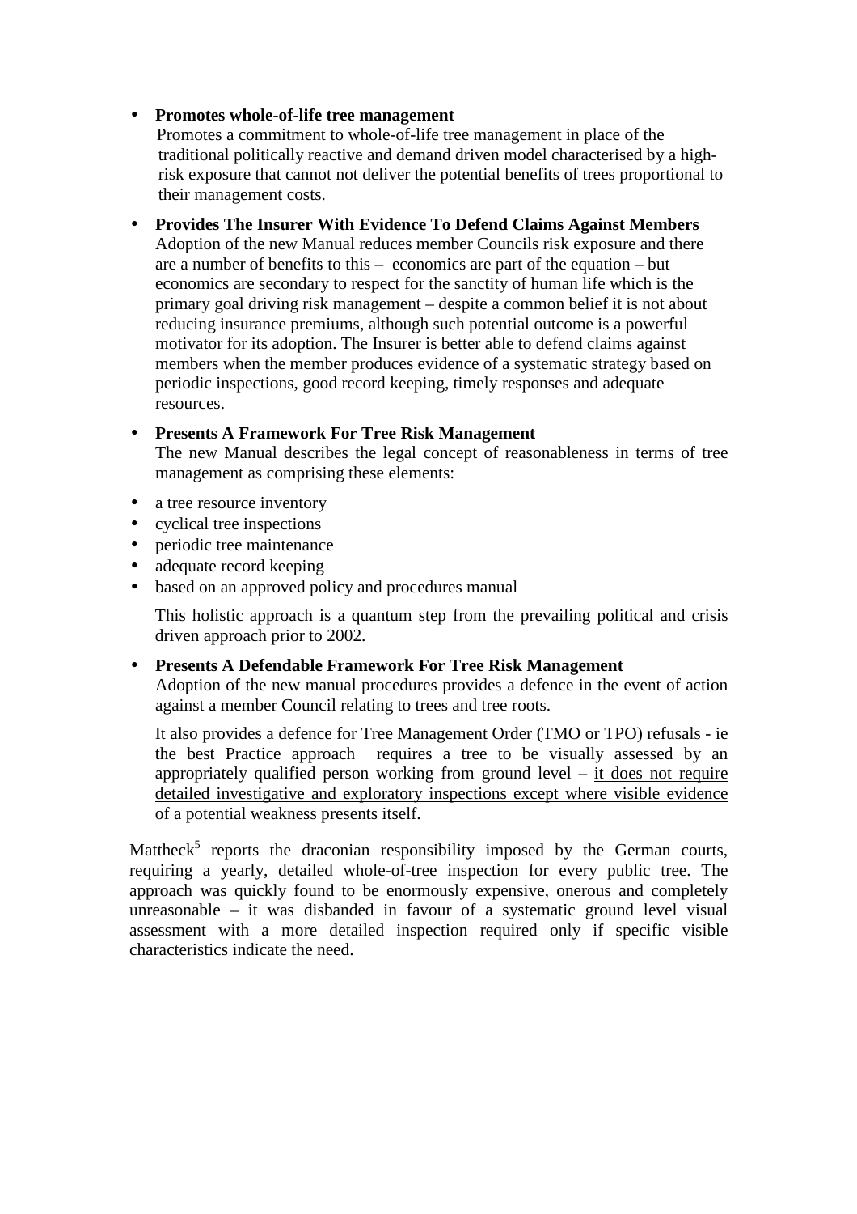- **Promotes whole-of-life tree management**
  Promotes a commitment to whole-of-life tree management in place of the traditional politically reactive and demand driven model characterised by a high-risk exposure that cannot not deliver the potential benefits of trees proportional to their management costs.

- **Provides The Insurer With Evidence To Defend Claims Against Members**
  Adoption of the new Manual reduces member Councils risk exposure and there are a number of benefits to this – economics are part of the equation – but economics are secondary to respect for the sanctity of human life which is the primary goal driving risk management – despite a common belief it is not about reducing insurance premiums, although such potential outcome is a powerful motivator for its adoption. The Insurer is better able to defend claims against members when the member produces evidence of a systematic strategy based on periodic inspections, good record keeping, timely responses and adequate resources.

- **Presents A Framework For Tree Risk Management**
  The new Manual describes the legal concept of reasonableness in terms of tree management as comprising these elements:

- a tree resource inventory
- cyclical tree inspections
- periodic tree maintenance
- adequate record keeping
- based on an approved policy and procedures manual

  This holistic approach is a quantum step from the prevailing political and crisis driven approach prior to 2002.

- **Presents A Defendable Framework For Tree Risk Management**
  Adoption of the new manual procedures provides a defence in the event of action against a member Council relating to trees and tree roots.

  It also provides a defence for Tree Management Order (TMO or TPO) refusals - ie the best Practice approach requires a tree to be visually assessed by an appropriately qualified person working from ground level – <u>it does not require detailed investigative and exploratory inspections except where visible evidence of a potential weakness presents itself.</u>

Mattheck[5] reports the draconian responsibility imposed by the German courts, requiring a yearly, detailed whole-of-tree inspection for every public tree. The approach was quickly found to be enormously expensive, onerous and completely unreasonable – it was disbanded in favour of a systematic ground level visual assessment with a more detailed inspection required only if specific visible characteristics indicate the need.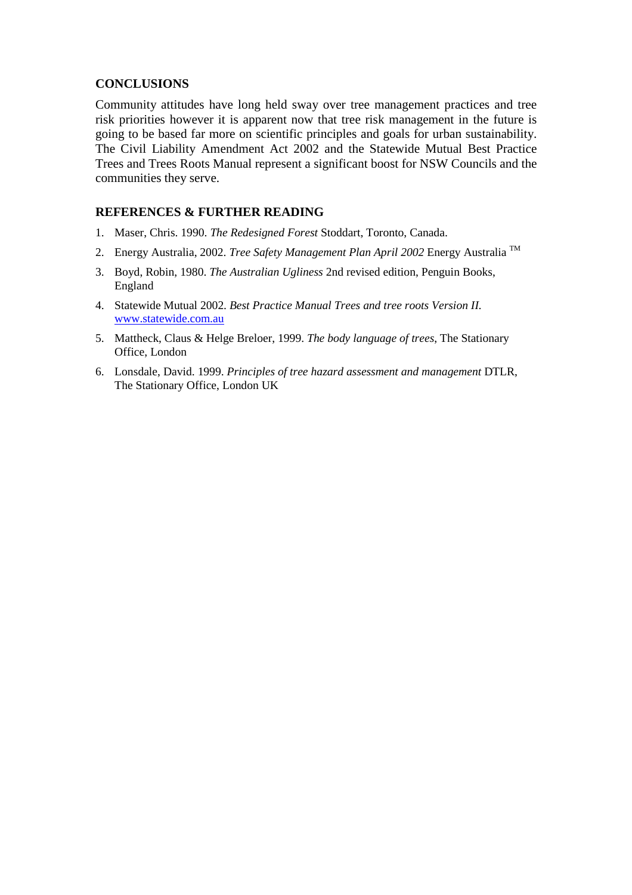## CONCLUSIONS

Community attitudes have long held sway over tree management practices and tree risk priorities however it is apparent now that tree risk management in the future is going to be based far more on scientific principles and goals for urban sustainability. The Civil Liability Amendment Act 2002 and the Statewide Mutual Best Practice Trees and Trees Roots Manual represent a significant boost for NSW Councils and the communities they serve.

## REFERENCES & FURTHER READING

1. Maser, Chris. 1990. *The Redesigned Forest* Stoddart, Toronto, Canada.
2. Energy Australia, 2002. *Tree Safety Management Plan April 2002* Energy Australia ™
3. Boyd, Robin, 1980. *The Australian Ugliness* 2nd revised edition, Penguin Books, England
4. Statewide Mutual 2002. *Best Practice Manual Trees and tree roots Version II.* www.statewide.com.au
5. Mattheck, Claus & Helge Breloer, 1999. *The body language of trees*, The Stationary Office, London
6. Lonsdale, David. 1999. *Principles of tree hazard assessment and management* DTLR, The Stationary Office, London UK